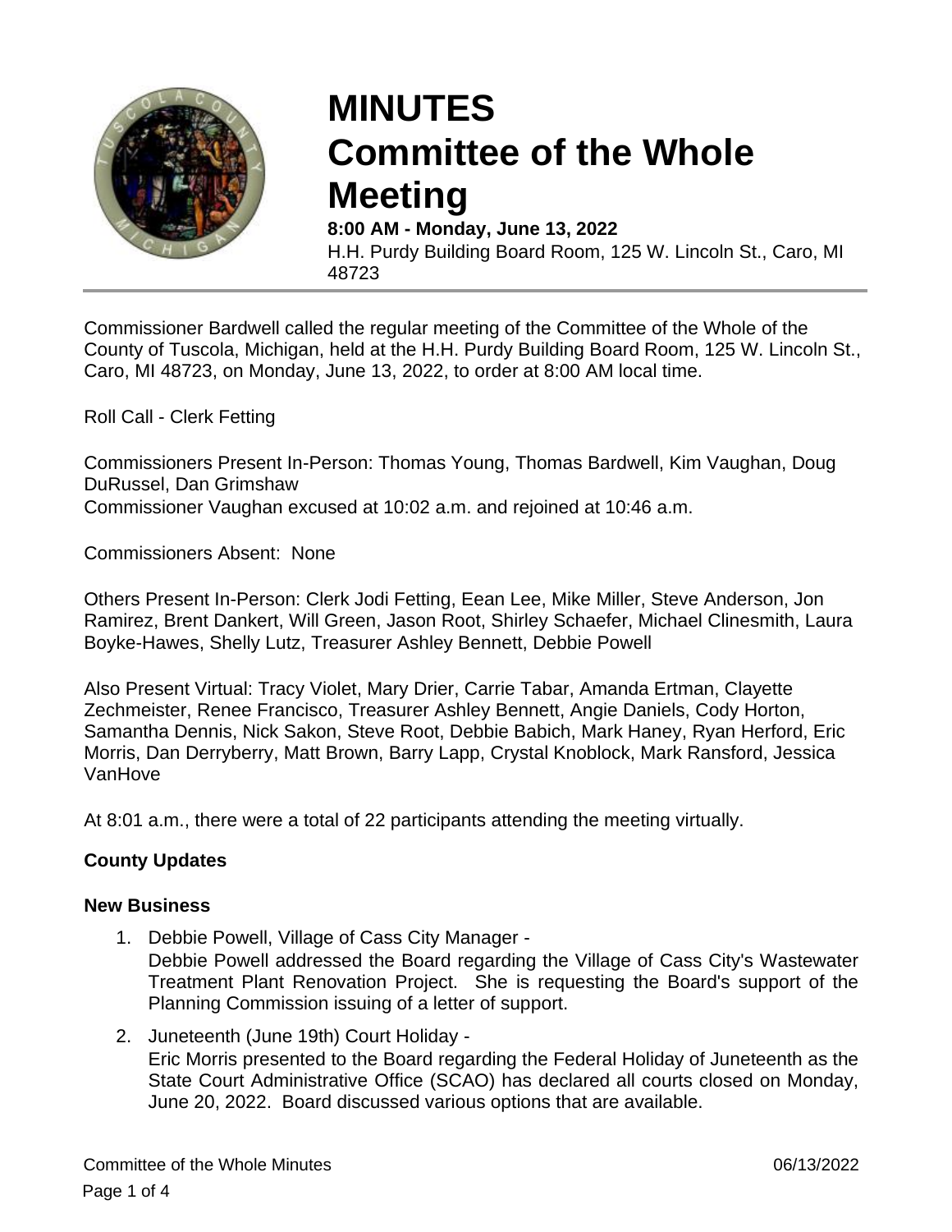# MINUTES
# Committee of the Whole Meeting

**8:00 AM - Monday, June 13, 2022**

H.H. Purdy Building Board Room, 125 W. Lincoln St., Caro, MI 48723

Commissioner Bardwell called the regular meeting of the Committee of the Whole of the County of Tuscola, Michigan, held at the H.H. Purdy Building Board Room, 125 W. Lincoln St., Caro, MI 48723, on Monday, June 13, 2022, to order at 8:00 AM local time.

Roll Call - Clerk Fetting

Commissioners Present In-Person: Thomas Young, Thomas Bardwell, Kim Vaughan, Doug DuRussel, Dan Grimshaw
Commissioner Vaughan excused at 10:02 a.m. and rejoined at 10:46 a.m.

Commissioners Absent: None

Others Present In-Person: Clerk Jodi Fetting, Eean Lee, Mike Miller, Steve Anderson, Jon Ramirez, Brent Dankert, Will Green, Jason Root, Shirley Schaefer, Michael Clinesmith, Laura Boyke-Hawes, Shelly Lutz, Treasurer Ashley Bennett, Debbie Powell

Also Present Virtual: Tracy Violet, Mary Drier, Carrie Tabar, Amanda Ertman, Clayette Zechmeister, Renee Francisco, Treasurer Ashley Bennett, Angie Daniels, Cody Horton, Samantha Dennis, Nick Sakon, Steve Root, Debbie Babich, Mark Haney, Ryan Herford, Eric Morris, Dan Derryberry, Matt Brown, Barry Lapp, Crystal Knoblock, Mark Ransford, Jessica VanHove

At 8:01 a.m., there were a total of 22 participants attending the meeting virtually.

**County Updates**

**New Business**

1. Debbie Powell, Village of Cass City Manager -
   Debbie Powell addressed the Board regarding the Village of Cass City's Wastewater Treatment Plant Renovation Project. She is requesting the Board's support of the Planning Commission issuing of a letter of support.
2. Juneteenth (June 19th) Court Holiday -
   Eric Morris presented to the Board regarding the Federal Holiday of Juneteenth as the State Court Administrative Office (SCAO) has declared all courts closed on Monday, June 20, 2022. Board discussed various options that are available.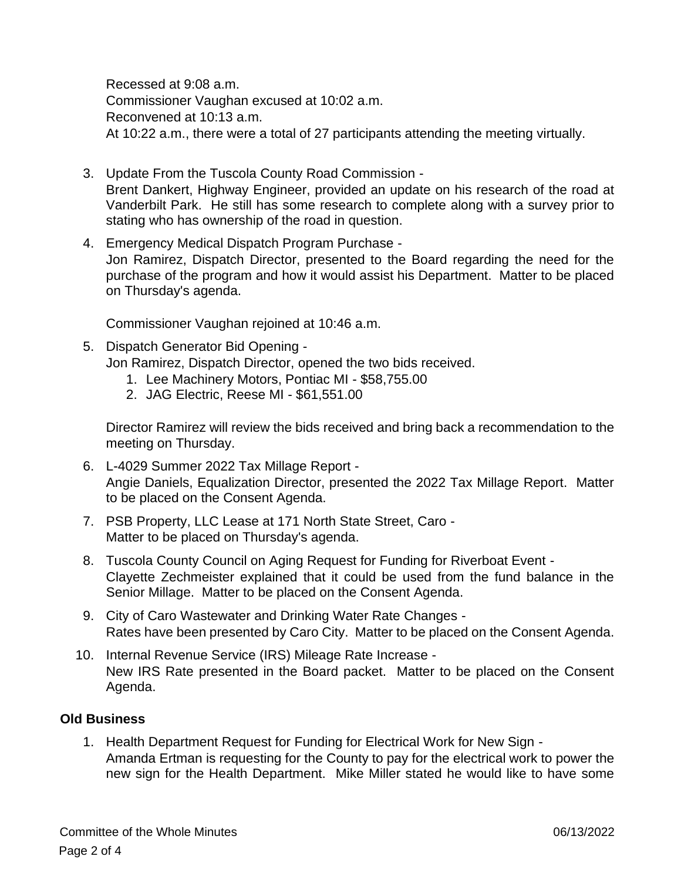Recessed at 9:08 a.m.
Commissioner Vaughan excused at 10:02 a.m.
Reconvened at 10:13 a.m.
At 10:22 a.m., there were a total of 27 participants attending the meeting virtually.

3. Update From the Tuscola County Road Commission -
   Brent Dankert, Highway Engineer, provided an update on his research of the road at Vanderbilt Park. He still has some research to complete along with a survey prior to stating who has ownership of the road in question.

4. Emergency Medical Dispatch Program Purchase -
   Jon Ramirez, Dispatch Director, presented to the Board regarding the need for the purchase of the program and how it would assist his Department. Matter to be placed on Thursday's agenda.

   Commissioner Vaughan rejoined at 10:46 a.m.

5. Dispatch Generator Bid Opening -
   Jon Ramirez, Dispatch Director, opened the two bids received.
   1. Lee Machinery Motors, Pontiac MI - $58,755.00
   2. JAG Electric, Reese MI - $61,551.00

   Director Ramirez will review the bids received and bring back a recommendation to the meeting on Thursday.

6. L-4029 Summer 2022 Tax Millage Report -
   Angie Daniels, Equalization Director, presented the 2022 Tax Millage Report. Matter to be placed on the Consent Agenda.

7. PSB Property, LLC Lease at 171 North State Street, Caro -
   Matter to be placed on Thursday's agenda.

8. Tuscola County Council on Aging Request for Funding for Riverboat Event -
   Clayette Zechmeister explained that it could be used from the fund balance in the Senior Millage. Matter to be placed on the Consent Agenda.

9. City of Caro Wastewater and Drinking Water Rate Changes -
   Rates have been presented by Caro City. Matter to be placed on the Consent Agenda.

10. Internal Revenue Service (IRS) Mileage Rate Increase -
    New IRS Rate presented in the Board packet. Matter to be placed on the Consent Agenda.

**Old Business**

1. Health Department Request for Funding for Electrical Work for New Sign -
   Amanda Ertman is requesting for the County to pay for the electrical work to power the new sign for the Health Department. Mike Miller stated he would like to have some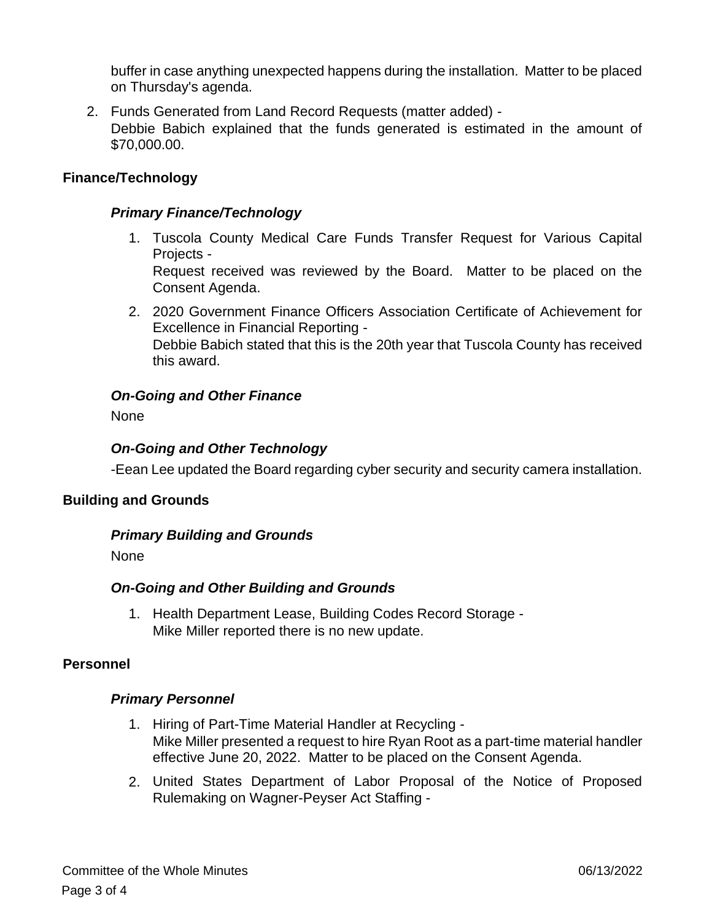buffer in case anything unexpected happens during the installation. Matter to be placed on Thursday's agenda.

2. Funds Generated from Land Record Requests (matter added) -
   Debbie Babich explained that the funds generated is estimated in the amount of $70,000.00.

## Finance/Technology

### *Primary Finance/Technology*

1. Tuscola County Medical Care Funds Transfer Request for Various Capital Projects -
   Request received was reviewed by the Board. Matter to be placed on the Consent Agenda.
2. 2020 Government Finance Officers Association Certificate of Achievement for Excellence in Financial Reporting -
   Debbie Babich stated that this is the 20th year that Tuscola County has received this award.

### *On-Going and Other Finance*

None

### *On-Going and Other Technology*

-Eean Lee updated the Board regarding cyber security and security camera installation.

## Building and Grounds

### *Primary Building and Grounds*

None

### *On-Going and Other Building and Grounds*

1. Health Department Lease, Building Codes Record Storage -
   Mike Miller reported there is no new update.

## Personnel

### *Primary Personnel*

1. Hiring of Part-Time Material Handler at Recycling -
   Mike Miller presented a request to hire Ryan Root as a part-time material handler effective June 20, 2022. Matter to be placed on the Consent Agenda.
2. United States Department of Labor Proposal of the Notice of Proposed Rulemaking on Wagner-Peyser Act Staffing -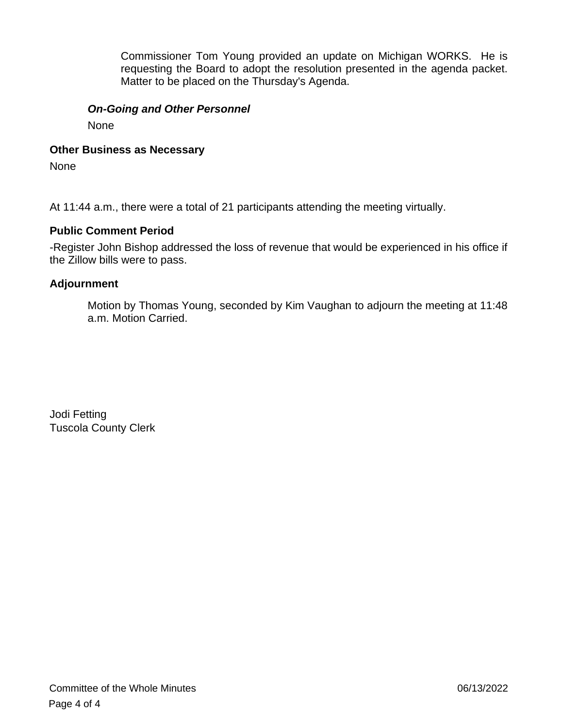Commissioner Tom Young provided an update on Michigan WORKS. He is requesting the Board to adopt the resolution presented in the agenda packet. Matter to be placed on the Thursday's Agenda.

***On-Going and Other Personnel***

None

**Other Business as Necessary**

None

At 11:44 a.m., there were a total of 21 participants attending the meeting virtually.

**Public Comment Period**

-Register John Bishop addressed the loss of revenue that would be experienced in his office if the Zillow bills were to pass.

**Adjournment**

Motion by Thomas Young, seconded by Kim Vaughan to adjourn the meeting at 11:48 a.m. Motion Carried.

Jodi Fetting
Tuscola County Clerk